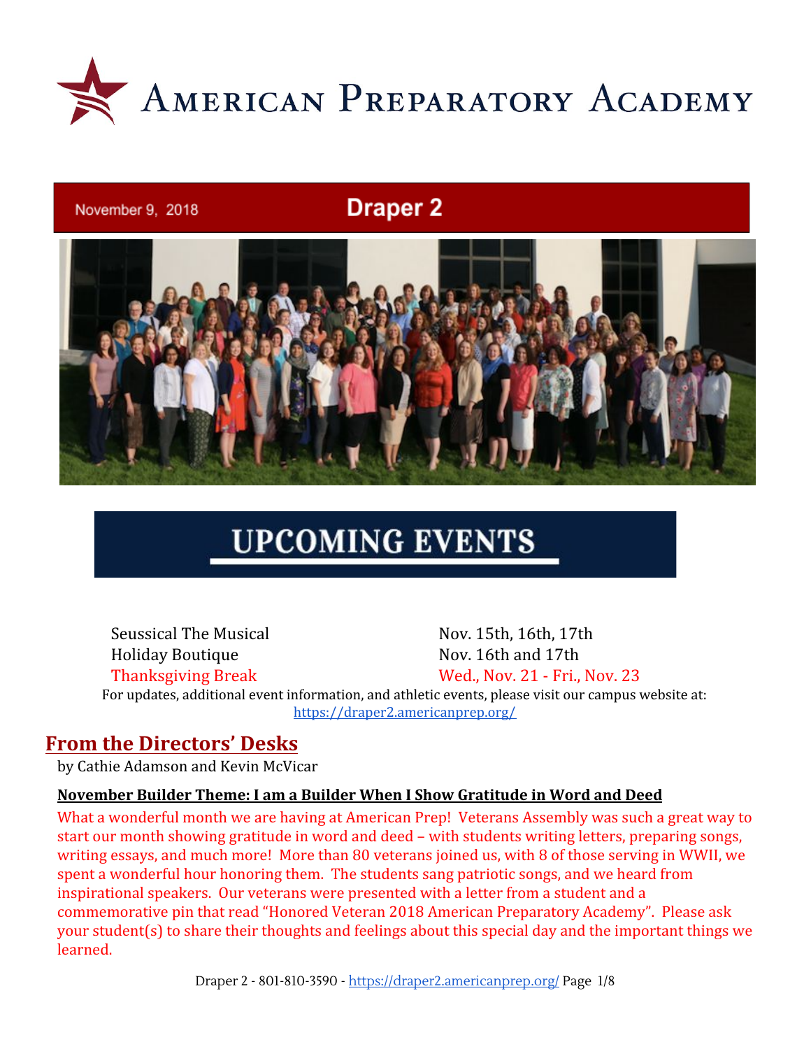# American Preparatory Academy

November 9, 2018 | **Draper 2**

## UPCOMING EVENTS

| | |
|---|---|
| Seussical The Musical | Nov. 15th, 16th, 17th |
| Holiday Boutique | Nov. 16th and 17th |
| Thanksgiving Break | Wed., Nov. 21 - Fri., Nov. 23 |

For updates, additional event information, and athletic events, please visit our campus website at: https://draper2.americanprep.org/

## From the Directors' Desks

by Cathie Adamson and Kevin McVicar

**November Builder Theme: I am a Builder When I Show Gratitude in Word and Deed**

What a wonderful month we are having at American Prep! Veterans Assembly was such a great way to start our month showing gratitude in word and deed – with students writing letters, preparing songs, writing essays, and much more! More than 80 veterans joined us, with 8 of those serving in WWII, we spent a wonderful hour honoring them. The students sang patriotic songs, and we heard from inspirational speakers. Our veterans were presented with a letter from a student and a commemorative pin that read "Honored Veteran 2018 American Preparatory Academy". Please ask your student(s) to share their thoughts and feelings about this special day and the important things we learned.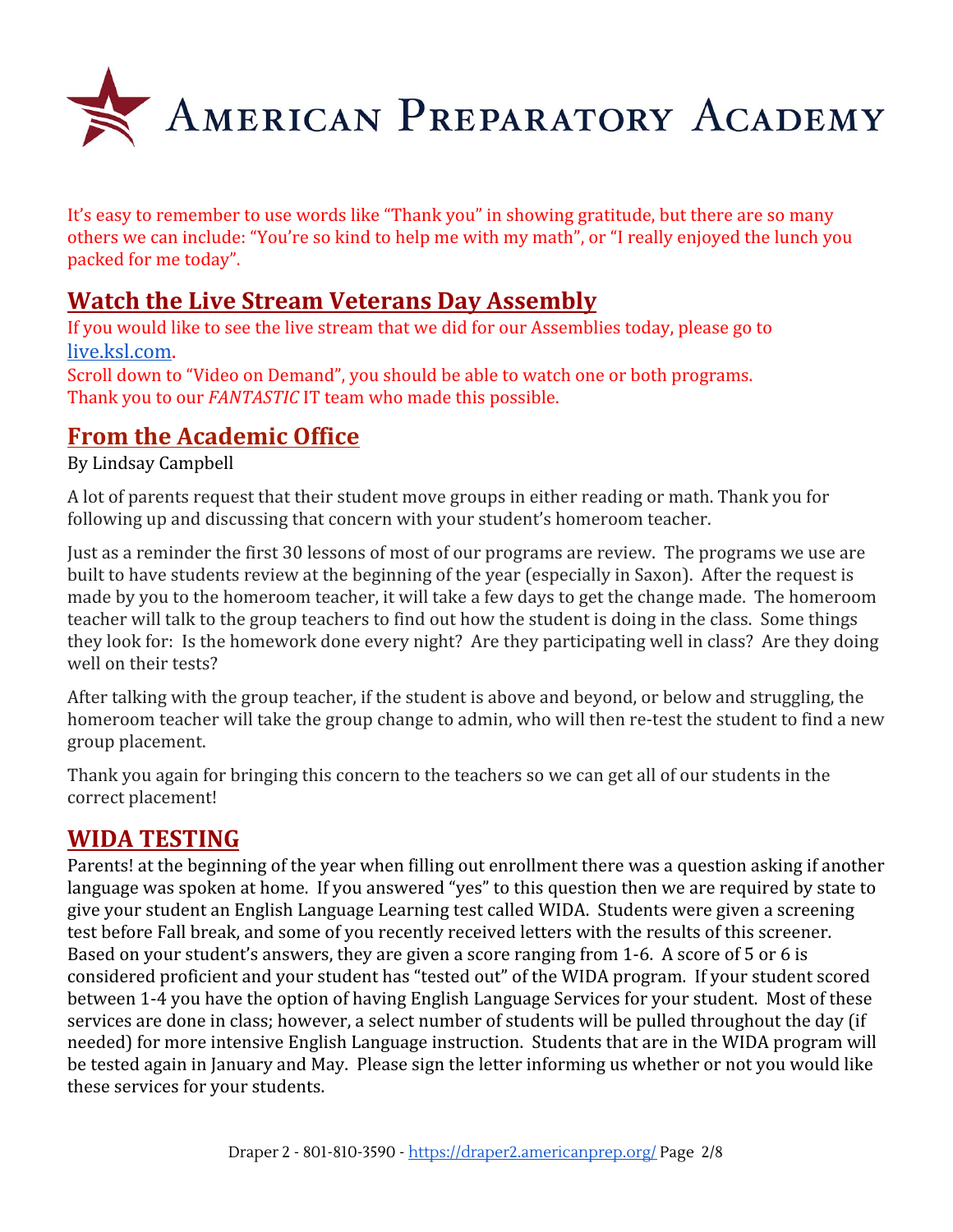# American Preparatory Academy

It's easy to remember to use words like "Thank you" in showing gratitude, but there are so many others we can include: "You're so kind to help me with my math", or "I really enjoyed the lunch you packed for me today".

## Watch the Live Stream Veterans Day Assembly

If you would like to see the live stream that we did for our Assemblies today, please go to [live.ksl.com](http://live.ksl.com).
Scroll down to "Video on Demand", you should be able to watch one or both programs.
Thank you to our *FANTASTIC* IT team who made this possible.

## From the Academic Office

By Lindsay Campbell

A lot of parents request that their student move groups in either reading or math. Thank you for following up and discussing that concern with your student's homeroom teacher.

Just as a reminder the first 30 lessons of most of our programs are review. The programs we use are built to have students review at the beginning of the year (especially in Saxon). After the request is made by you to the homeroom teacher, it will take a few days to get the change made. The homeroom teacher will talk to the group teachers to find out how the student is doing in the class. Some things they look for: Is the homework done every night? Are they participating well in class? Are they doing well on their tests?

After talking with the group teacher, if the student is above and beyond, or below and struggling, the homeroom teacher will take the group change to admin, who will then re-test the student to find a new group placement.

Thank you again for bringing this concern to the teachers so we can get all of our students in the correct placement!

## WIDA TESTING

Parents! at the beginning of the year when filling out enrollment there was a question asking if another language was spoken at home. If you answered "yes" to this question then we are required by state to give your student an English Language Learning test called WIDA. Students were given a screening test before Fall break, and some of you recently received letters with the results of this screener. Based on your student's answers, they are given a score ranging from 1-6. A score of 5 or 6 is considered proficient and your student has "tested out" of the WIDA program. If your student scored between 1-4 you have the option of having English Language Services for your student. Most of these services are done in class; however, a select number of students will be pulled throughout the day (if needed) for more intensive English Language instruction. Students that are in the WIDA program will be tested again in January and May. Please sign the letter informing us whether or not you would like these services for your students.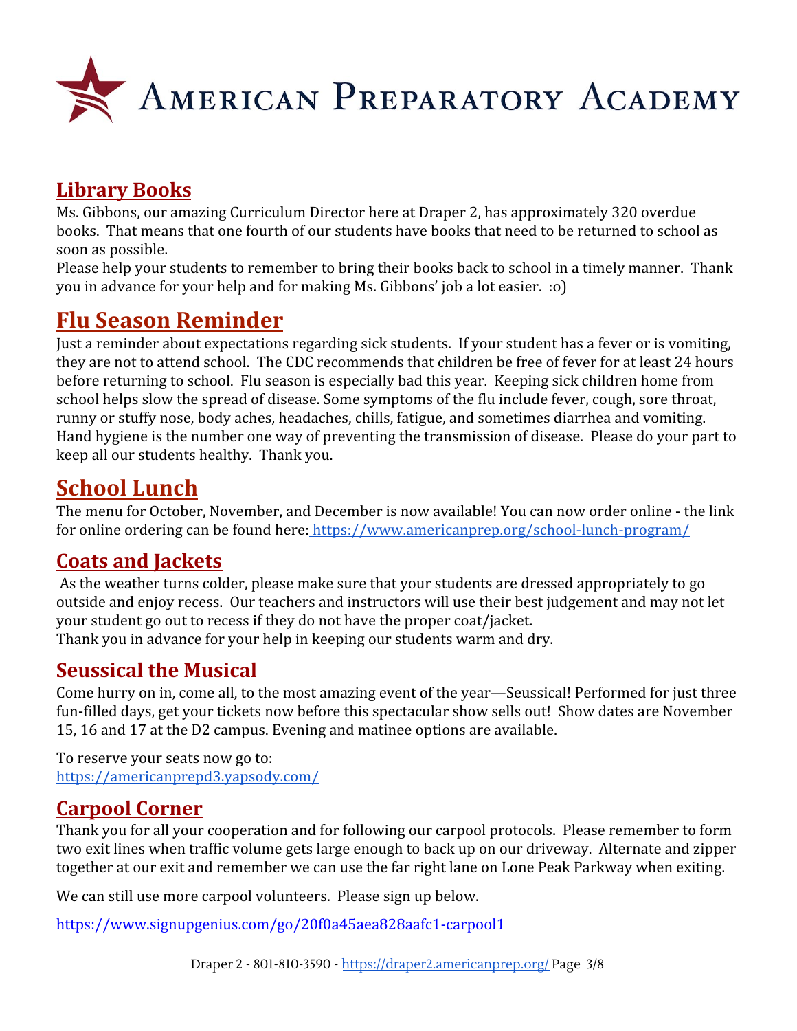# American Preparatory Academy

## Library Books

Ms. Gibbons, our amazing Curriculum Director here at Draper 2, has approximately 320 overdue books. That means that one fourth of our students have books that need to be returned to school as soon as possible.

Please help your students to remember to bring their books back to school in a timely manner. Thank you in advance for your help and for making Ms. Gibbons' job a lot easier. :o)

## Flu Season Reminder

Just a reminder about expectations regarding sick students. If your student has a fever or is vomiting, they are not to attend school. The CDC recommends that children be free of fever for at least 24 hours before returning to school. Flu season is especially bad this year. Keeping sick children home from school helps slow the spread of disease. Some symptoms of the flu include fever, cough, sore throat, runny or stuffy nose, body aches, headaches, chills, fatigue, and sometimes diarrhea and vomiting. Hand hygiene is the number one way of preventing the transmission of disease. Please do your part to keep all our students healthy. Thank you.

## School Lunch

The menu for October, November, and December is now available! You can now order online - the link for online ordering can be found here: https://www.americanprep.org/school-lunch-program/

## Coats and Jackets

As the weather turns colder, please make sure that your students are dressed appropriately to go outside and enjoy recess. Our teachers and instructors will use their best judgement and may not let your student go out to recess if they do not have the proper coat/jacket.

Thank you in advance for your help in keeping our students warm and dry.

## Seussical the Musical

Come hurry on in, come all, to the most amazing event of the year—Seussical! Performed for just three fun-filled days, get your tickets now before this spectacular show sells out! Show dates are November 15, 16 and 17 at the D2 campus. Evening and matinee options are available.

To reserve your seats now go to:
https://americanprepd3.yapsody.com/

## Carpool Corner

Thank you for all your cooperation and for following our carpool protocols. Please remember to form two exit lines when traffic volume gets large enough to back up on our driveway. Alternate and zipper together at our exit and remember we can use the far right lane on Lone Peak Parkway when exiting.

We can still use more carpool volunteers. Please sign up below.

https://www.signupgenius.com/go/20f0a45aea828aafc1-carpool1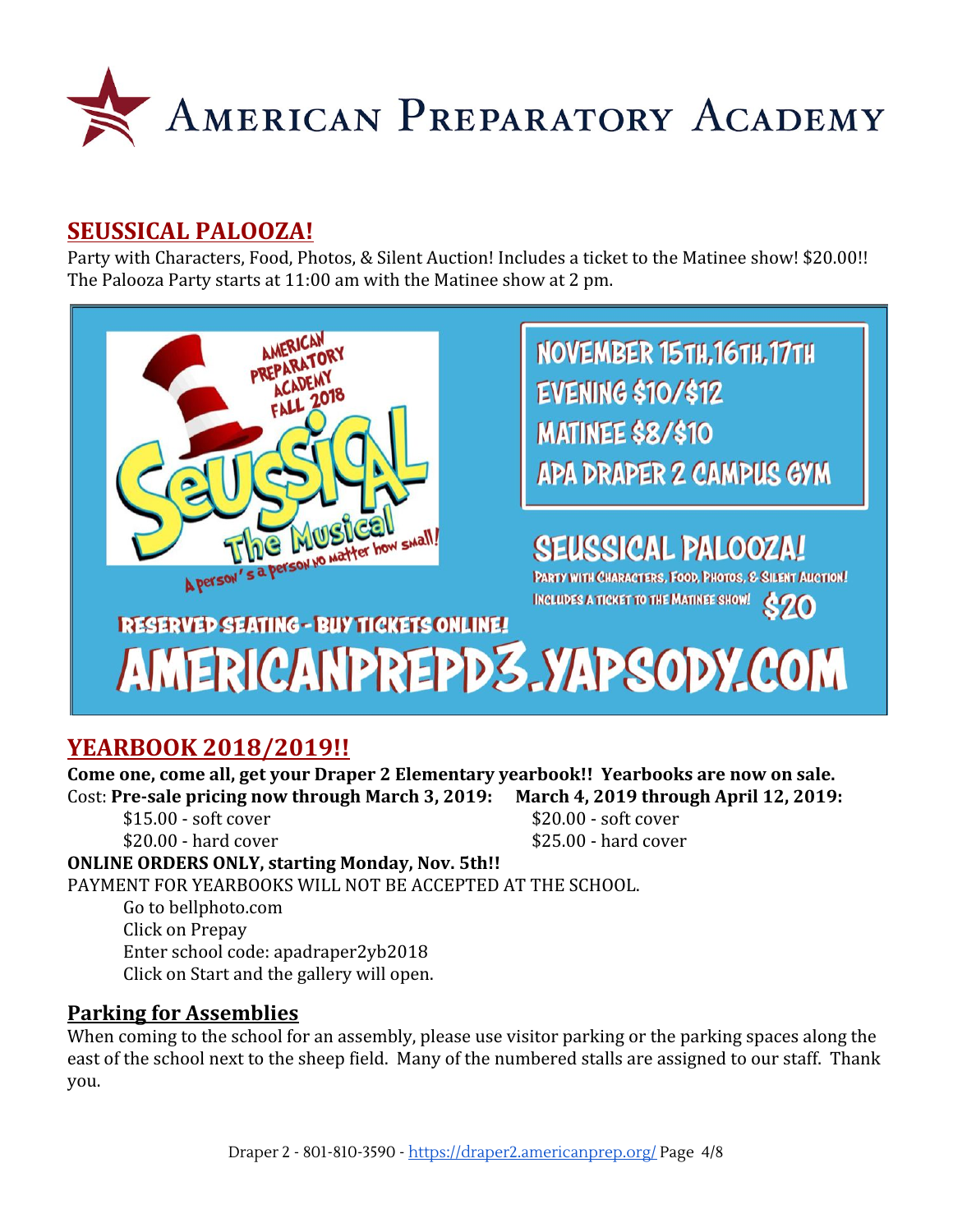# AMERICAN PREPARATORY ACADEMY

## SEUSSICAL PALOOZA!

Party with Characters, Food, Photos, & Silent Auction! Includes a ticket to the Matinee show! $20.00!! The Palooza Party starts at 11:00 am with the Matinee show at 2 pm.

AMERICAN PREPARATORY ACADEMY FALL 2018

Seussical The Musical

A person's a person no matter how small!

NOVEMBER 15TH, 16TH, 17TH
EVENING $10/$12
MATINEE $8/$10
APA DRAPER 2 CAMPUS GYM

SEUSSICAL PALOOZA!
PARTY WITH CHARACTERS, FOOD, PHOTOS, & SILENT AUCTION!
INCLUDES A TICKET TO THE MATINEE SHOW! $20

RESERVED SEATING - BUY TICKETS ONLINE!

AMERICANPREPD3.YAPSODY.COM

## YEARBOOK 2018/2019!!

**Come one, come all, get your Draper 2 Elementary yearbook!! Yearbooks are now on sale.**

Cost:

| Pre-sale pricing now through March 3, 2019: | March 4, 2019 through April 12, 2019: |
|---|---|
| $15.00 - soft cover | $20.00 - soft cover |
| $20.00 - hard cover | $25.00 - hard cover |

**ONLINE ORDERS ONLY, starting Monday, Nov. 5th!!**

PAYMENT FOR YEARBOOKS WILL NOT BE ACCEPTED AT THE SCHOOL.

- Go to bellphoto.com
- Click on Prepay
- Enter school code: apadraper2yb2018
- Click on Start and the gallery will open.

## Parking for Assemblies

When coming to the school for an assembly, please use visitor parking or the parking spaces along the east of the school next to the sheep field. Many of the numbered stalls are assigned to our staff. Thank you.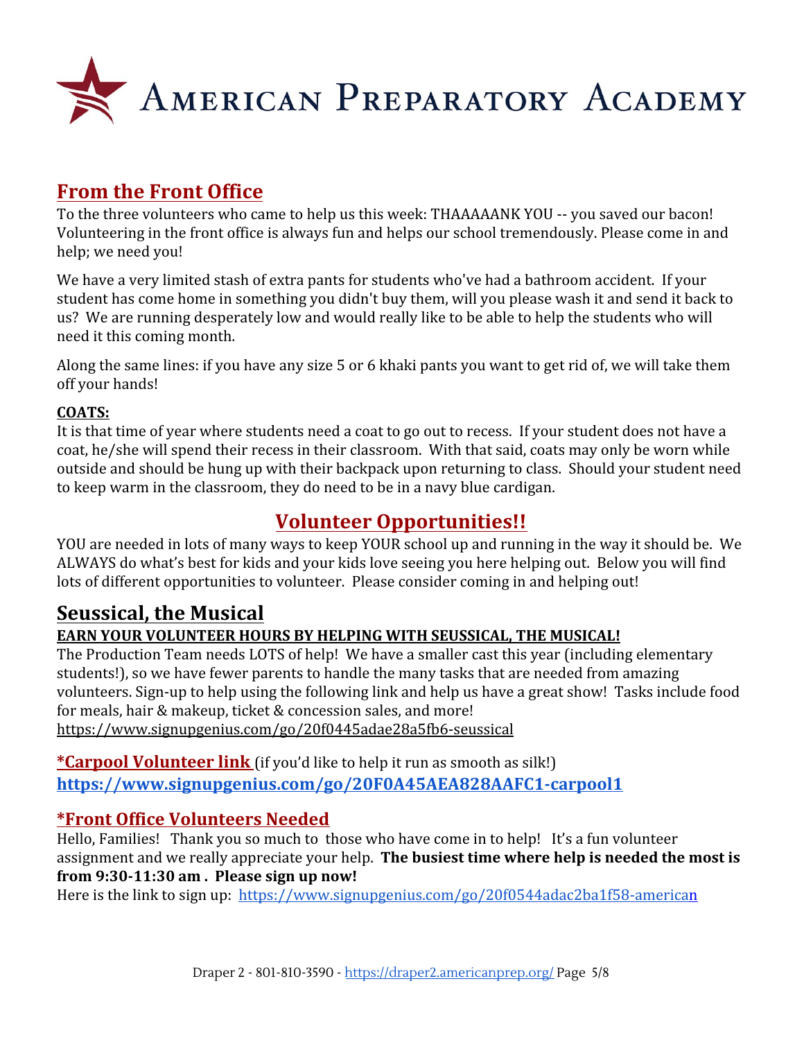# American Preparatory Academy

## From the Front Office

To the three volunteers who came to help us this week: THAAAAANK YOU -- you saved our bacon! Volunteering in the front office is always fun and helps our school tremendously. Please come in and help; we need you!

We have a very limited stash of extra pants for students who've had a bathroom accident. If your student has come home in something you didn't buy them, will you please wash it and send it back to us? We are running desperately low and would really like to be able to help the students who will need it this coming month.

Along the same lines: if you have any size 5 or 6 khaki pants you want to get rid of, we will take them off your hands!

**COATS:**

It is that time of year where students need a coat to go out to recess. If your student does not have a coat, he/she will spend their recess in their classroom. With that said, coats may only be worn while outside and should be hung up with their backpack upon returning to class. Should your student need to keep warm in the classroom, they do need to be in a navy blue cardigan.

## Volunteer Opportunities!!

YOU are needed in lots of many ways to keep YOUR school up and running in the way it should be. We ALWAYS do what's best for kids and your kids love seeing you here helping out. Below you will find lots of different opportunities to volunteer. Please consider coming in and helping out!

## Seussical, the Musical

**EARN YOUR VOLUNTEER HOURS BY HELPING WITH SEUSSICAL, THE MUSICAL!**

The Production Team needs LOTS of help! We have a smaller cast this year (including elementary students!), so we have fewer parents to handle the many tasks that are needed from amazing volunteers. Sign-up to help using the following link and help us have a great show! Tasks include food for meals, hair & makeup, ticket & concession sales, and more!
https://www.signupgenius.com/go/20f0445adae28a5fb6-seussical

**\*Carpool Volunteer link** (if you'd like to help it run as smooth as silk!)
**https://www.signupgenius.com/go/20F0A45AEA828AAFC1-carpool1**

### *Front Office Volunteers Needed

Hello, Families! Thank you so much to those who have come in to help! It's a fun volunteer assignment and we really appreciate your help. **The busiest time where help is needed the most is from 9:30-11:30 am . Please sign up now!**

Here is the link to sign up: https://www.signupgenius.com/go/20f0544adac2ba1f58-american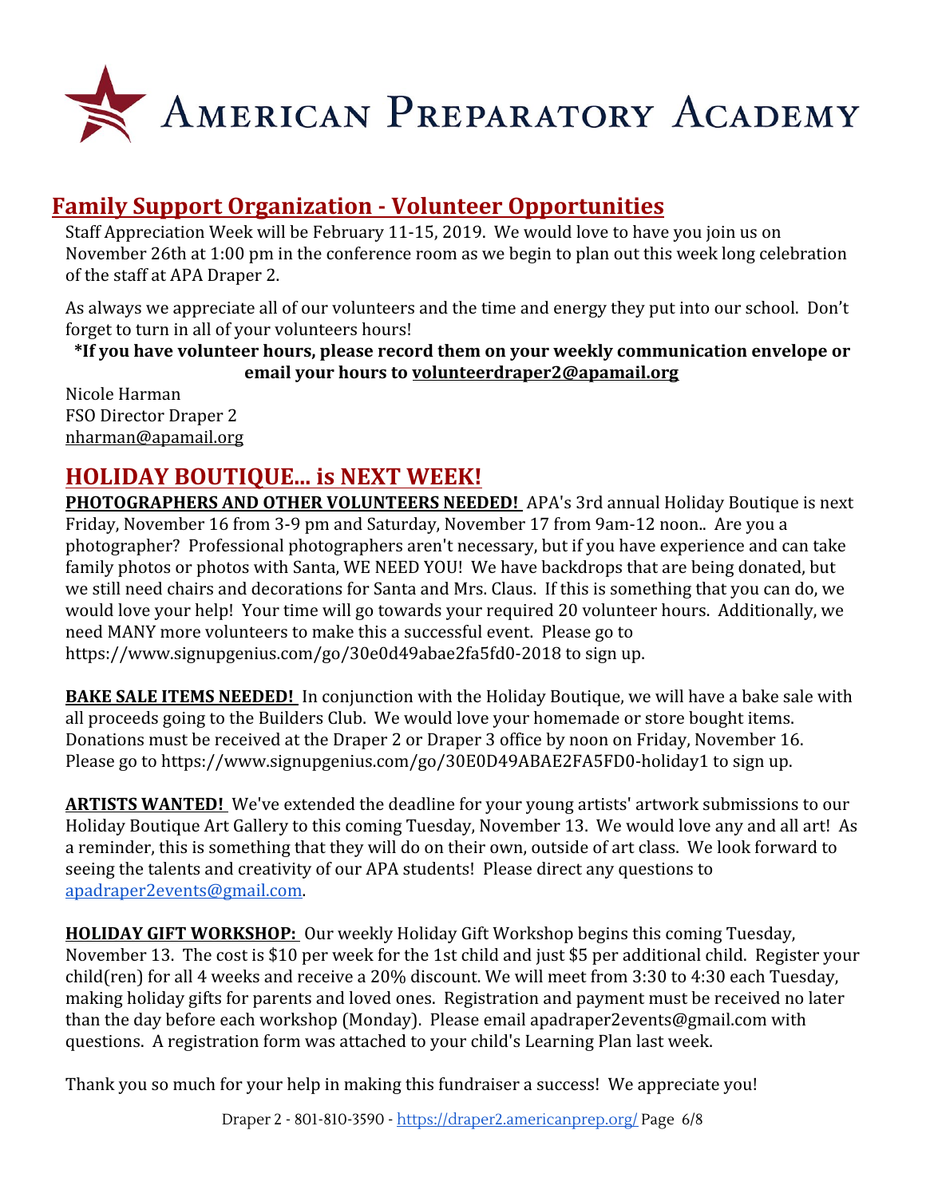# AMERICAN PREPARATORY ACADEMY

## Family Support Organization - Volunteer Opportunities

Staff Appreciation Week will be February 11-15, 2019. We would love to have you join us on November 26th at 1:00 pm in the conference room as we begin to plan out this week long celebration of the staff at APA Draper 2.

As always we appreciate all of our volunteers and the time and energy they put into our school. Don't forget to turn in all of your volunteers hours!

**\*If you have volunteer hours, please record them on your weekly communication envelope or email your hours to volunteerdraper2@apamail.org**

Nicole Harman
FSO Director Draper 2
nharman@apamail.org

## HOLIDAY BOUTIQUE... is NEXT WEEK!

**PHOTOGRAPHERS AND OTHER VOLUNTEERS NEEDED!** APA's 3rd annual Holiday Boutique is next Friday, November 16 from 3-9 pm and Saturday, November 17 from 9am-12 noon.. Are you a photographer? Professional photographers aren't necessary, but if you have experience and can take family photos or photos with Santa, WE NEED YOU! We have backdrops that are being donated, but we still need chairs and decorations for Santa and Mrs. Claus. If this is something that you can do, we would love your help! Your time will go towards your required 20 volunteer hours. Additionally, we need MANY more volunteers to make this a successful event. Please go to https://www.signupgenius.com/go/30e0d49abae2fa5fd0-2018 to sign up.

**BAKE SALE ITEMS NEEDED!** In conjunction with the Holiday Boutique, we will have a bake sale with all proceeds going to the Builders Club. We would love your homemade or store bought items. Donations must be received at the Draper 2 or Draper 3 office by noon on Friday, November 16. Please go to https://www.signupgenius.com/go/30E0D49ABAE2FA5FD0-holiday1 to sign up.

**ARTISTS WANTED!** We've extended the deadline for your young artists' artwork submissions to our Holiday Boutique Art Gallery to this coming Tuesday, November 13. We would love any and all art! As a reminder, this is something that they will do on their own, outside of art class. We look forward to seeing the talents and creativity of our APA students! Please direct any questions to apadraper2events@gmail.com.

**HOLIDAY GIFT WORKSHOP:** Our weekly Holiday Gift Workshop begins this coming Tuesday, November 13. The cost is $10 per week for the 1st child and just $5 per additional child. Register your child(ren) for all 4 weeks and receive a 20% discount. We will meet from 3:30 to 4:30 each Tuesday, making holiday gifts for parents and loved ones. Registration and payment must be received no later than the day before each workshop (Monday). Please email apadraper2events@gmail.com with questions. A registration form was attached to your child's Learning Plan last week.

Thank you so much for your help in making this fundraiser a success! We appreciate you!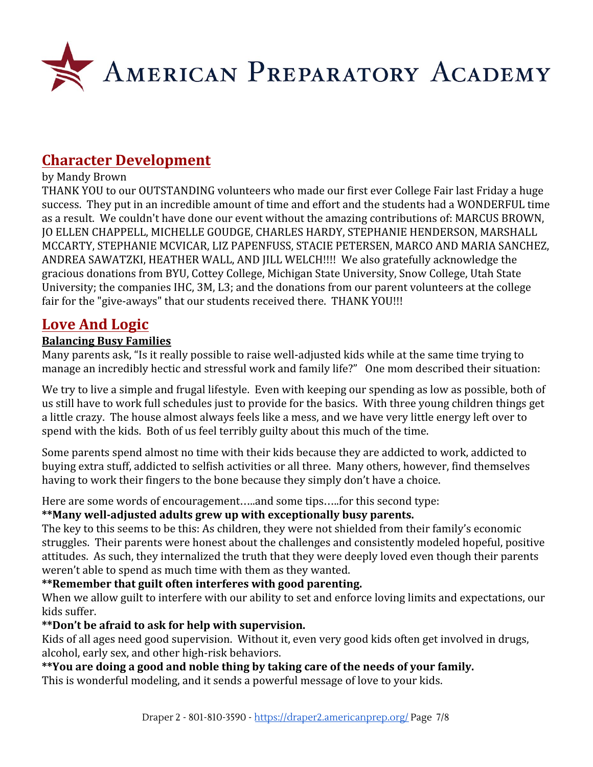## Character Development

by Mandy Brown

THANK YOU to our OUTSTANDING volunteers who made our first ever College Fair last Friday a huge success. They put in an incredible amount of time and effort and the students had a WONDERFUL time as a result. We couldn't have done our event without the amazing contributions of: MARCUS BROWN, JO ELLEN CHAPPELL, MICHELLE GOUDGE, CHARLES HARDY, STEPHANIE HENDERSON, MARSHALL MCCARTY, STEPHANIE MCVICAR, LIZ PAPENFUSS, STACIE PETERSEN, MARCO AND MARIA SANCHEZ, ANDREA SAWATZKI, HEATHER WALL, AND JILL WELCH!!!! We also gratefully acknowledge the gracious donations from BYU, Cottey College, Michigan State University, Snow College, Utah State University; the companies IHC, 3M, L3; and the donations from our parent volunteers at the college fair for the "give-aways" that our students received there. THANK YOU!!!

## Love And Logic

### Balancing Busy Families

Many parents ask, "Is it really possible to raise well-adjusted kids while at the same time trying to manage an incredibly hectic and stressful work and family life?" One mom described their situation:

We try to live a simple and frugal lifestyle. Even with keeping our spending as low as possible, both of us still have to work full schedules just to provide for the basics. With three young children things get a little crazy. The house almost always feels like a mess, and we have very little energy left over to spend with the kids. Both of us feel terribly guilty about this much of the time.

Some parents spend almost no time with their kids because they are addicted to work, addicted to buying extra stuff, addicted to selfish activities or all three. Many others, however, find themselves having to work their fingers to the bone because they simply don't have a choice.

Here are some words of encouragement…..and some tips…..for this second type:

**\*\*Many well-adjusted adults grew up with exceptionally busy parents.**
The key to this seems to be this: As children, they were not shielded from their family's economic struggles. Their parents were honest about the challenges and consistently modeled hopeful, positive attitudes. As such, they internalized the truth that they were deeply loved even though their parents weren't able to spend as much time with them as they wanted.

**\*\*Remember that guilt often interferes with good parenting.**
When we allow guilt to interfere with our ability to set and enforce loving limits and expectations, our kids suffer.

**\*\*Don't be afraid to ask for help with supervision.**
Kids of all ages need good supervision. Without it, even very good kids often get involved in drugs, alcohol, early sex, and other high-risk behaviors.

**\*\*You are doing a good and noble thing by taking care of the needs of your family.**
This is wonderful modeling, and it sends a powerful message of love to your kids.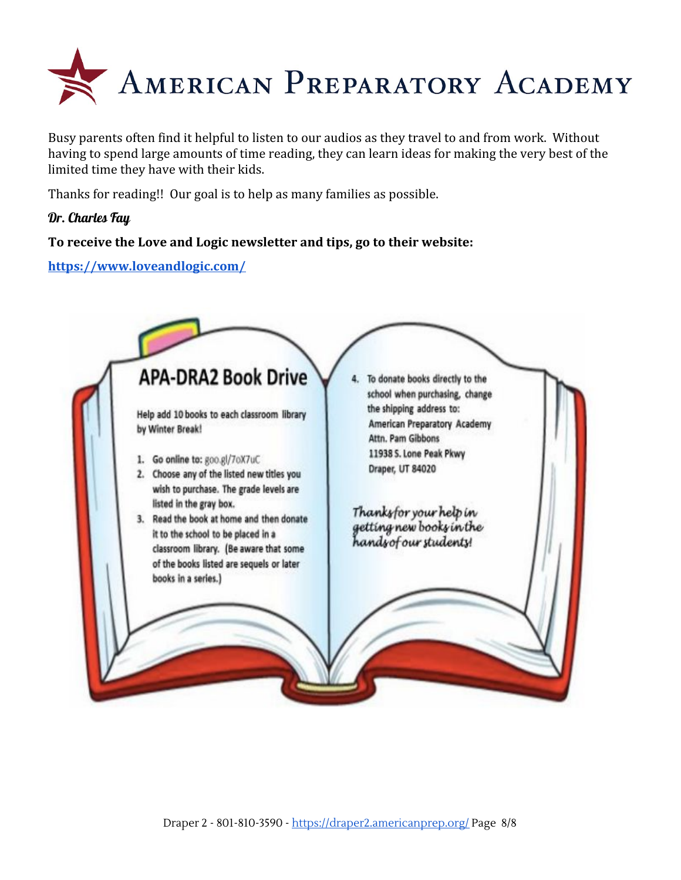Busy parents often find it helpful to listen to our audios as they travel to and from work. Without having to spend large amounts of time reading, they can learn ideas for making the very best of the limited time they have with their kids.

Thanks for reading!! Our goal is to help as many families as possible.

***Dr. Charles Fay***

**To receive the Love and Logic newsletter and tips, go to their website:**

**https://www.loveandlogic.com/**

## APA-DRA2 Book Drive

Help add 10 books to each classroom library by Winter Break!

1. Go online to: goo.gl/7oX7uC
2. Choose any of the listed new titles you wish to purchase. The grade levels are listed in the gray box.
3. Read the book at home and then donate it to the school to be placed in a classroom library. (Be aware that some of the books listed are sequels or later books in a series.)
4. To donate books directly to the school when purchasing, change the shipping address to:
   American Preparatory Academy
   Attn. Pam Gibbons
   11938 S. Lone Peak Pkwy
   Draper, UT 84020

*Thanks for your help in getting new books in the hands of our students!*